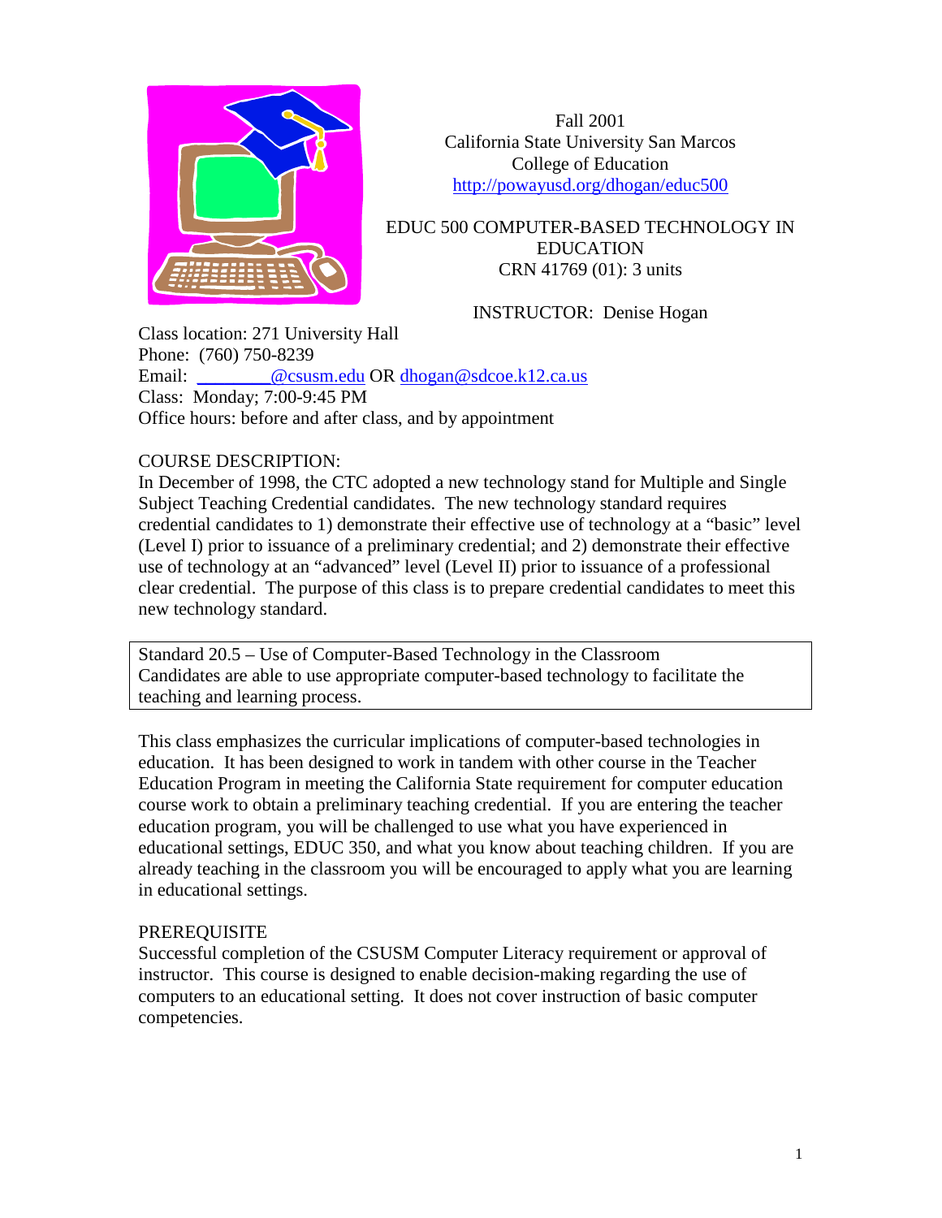Fall 2001
California State University San Marcos
College of Education
http://powayusd.org/dhogan/educ500

EDUC 500 COMPUTER-BASED TECHNOLOGY IN EDUCATION
CRN 41769 (01): 3 units

INSTRUCTOR: Denise Hogan

Class location: 271 University Hall
Phone: (760) 750-8239
Email: ________@csusm.edu OR dhogan@sdcoe.k12.ca.us
Class: Monday; 7:00-9:45 PM
Office hours: before and after class, and by appointment

## COURSE DESCRIPTION:

In December of 1998, the CTC adopted a new technology stand for Multiple and Single Subject Teaching Credential candidates. The new technology standard requires credential candidates to 1) demonstrate their effective use of technology at a "basic" level (Level I) prior to issuance of a preliminary credential; and 2) demonstrate their effective use of technology at an "advanced" level (Level II) prior to issuance of a professional clear credential. The purpose of this class is to prepare credential candidates to meet this new technology standard.

> Standard 20.5 – Use of Computer-Based Technology in the Classroom
> Candidates are able to use appropriate computer-based technology to facilitate the teaching and learning process.

This class emphasizes the curricular implications of computer-based technologies in education. It has been designed to work in tandem with other course in the Teacher Education Program in meeting the California State requirement for computer education course work to obtain a preliminary teaching credential. If you are entering the teacher education program, you will be challenged to use what you have experienced in educational settings, EDUC 350, and what you know about teaching children. If you are already teaching in the classroom you will be encouraged to apply what you are learning in educational settings.

## PREREQUISITE

Successful completion of the CSUSM Computer Literacy requirement or approval of instructor. This course is designed to enable decision-making regarding the use of computers to an educational setting. It does not cover instruction of basic computer competencies.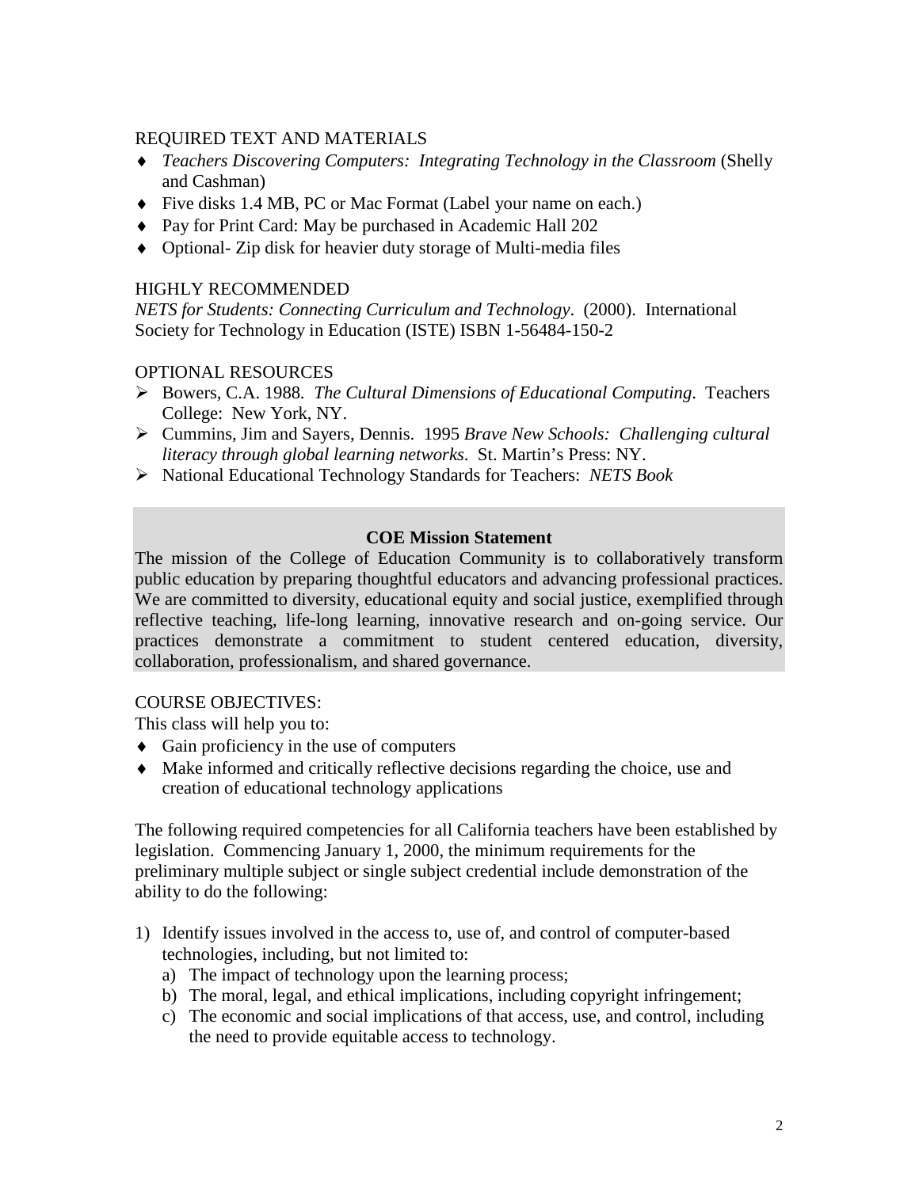REQUIRED TEXT AND MATERIALS

- *Teachers Discovering Computers: Integrating Technology in the Classroom* (Shelly and Cashman)
- Five disks 1.4 MB, PC or Mac Format (Label your name on each.)
- Pay for Print Card: May be purchased in Academic Hall 202
- Optional- Zip disk for heavier duty storage of Multi-media files

HIGHLY RECOMMENDED

*NETS for Students: Connecting Curriculum and Technology*. (2000). International Society for Technology in Education (ISTE) ISBN 1-56484-150-2

OPTIONAL RESOURCES

- Bowers, C.A. 1988. *The Cultural Dimensions of Educational Computing*. Teachers College: New York, NY.
- Cummins, Jim and Sayers, Dennis. 1995 *Brave New Schools: Challenging cultural literacy through global learning networks*. St. Martin's Press: NY.
- National Educational Technology Standards for Teachers: *NETS Book*

**COE Mission Statement**

The mission of the College of Education Community is to collaboratively transform public education by preparing thoughtful educators and advancing professional practices. We are committed to diversity, educational equity and social justice, exemplified through reflective teaching, life-long learning, innovative research and on-going service. Our practices demonstrate a commitment to student centered education, diversity, collaboration, professionalism, and shared governance.

COURSE OBJECTIVES:

This class will help you to:

- Gain proficiency in the use of computers
- Make informed and critically reflective decisions regarding the choice, use and creation of educational technology applications

The following required competencies for all California teachers have been established by legislation. Commencing January 1, 2000, the minimum requirements for the preliminary multiple subject or single subject credential include demonstration of the ability to do the following:

1) Identify issues involved in the access to, use of, and control of computer-based technologies, including, but not limited to:
   a) The impact of technology upon the learning process;
   b) The moral, legal, and ethical implications, including copyright infringement;
   c) The economic and social implications of that access, use, and control, including the need to provide equitable access to technology.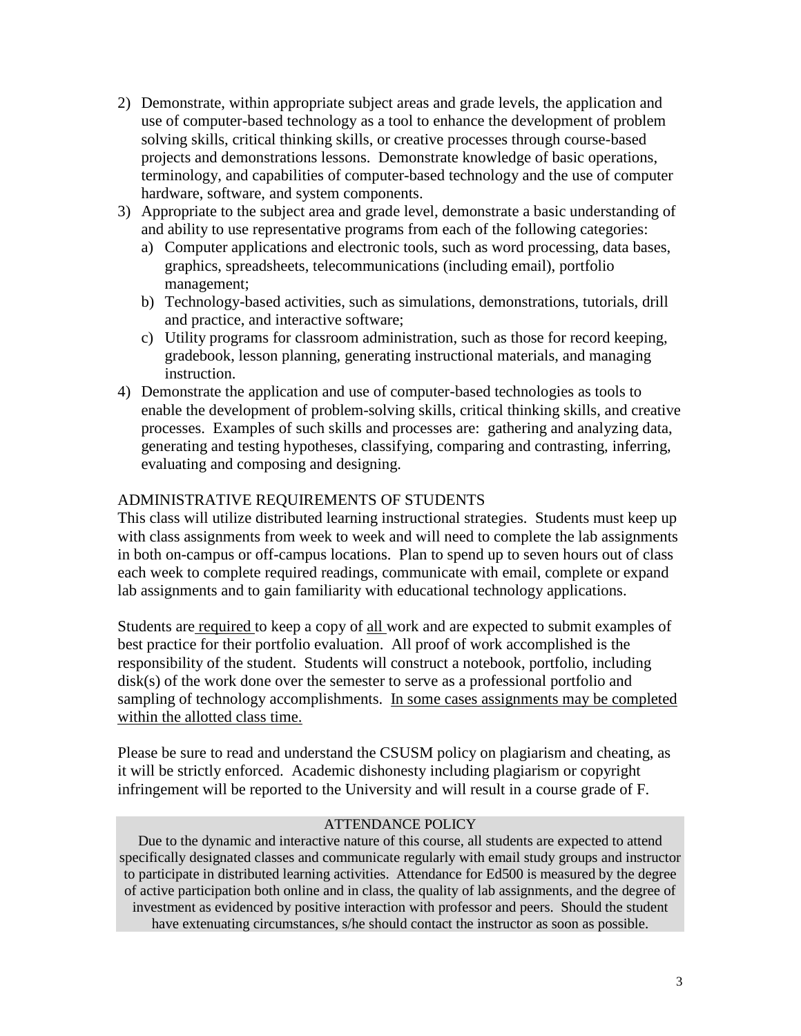2) Demonstrate, within appropriate subject areas and grade levels, the application and use of computer-based technology as a tool to enhance the development of problem solving skills, critical thinking skills, or creative processes through course-based projects and demonstrations lessons. Demonstrate knowledge of basic operations, terminology, and capabilities of computer-based technology and the use of computer hardware, software, and system components.
3) Appropriate to the subject area and grade level, demonstrate a basic understanding of and ability to use representative programs from each of the following categories:
   a) Computer applications and electronic tools, such as word processing, data bases, graphics, spreadsheets, telecommunications (including email), portfolio management;
   b) Technology-based activities, such as simulations, demonstrations, tutorials, drill and practice, and interactive software;
   c) Utility programs for classroom administration, such as those for record keeping, gradebook, lesson planning, generating instructional materials, and managing instruction.
4) Demonstrate the application and use of computer-based technologies as tools to enable the development of problem-solving skills, critical thinking skills, and creative processes. Examples of such skills and processes are: gathering and analyzing data, generating and testing hypotheses, classifying, comparing and contrasting, inferring, evaluating and composing and designing.

## ADMINISTRATIVE REQUIREMENTS OF STUDENTS

This class will utilize distributed learning instructional strategies. Students must keep up with class assignments from week to week and will need to complete the lab assignments in both on-campus or off-campus locations. Plan to spend up to seven hours out of class each week to complete required readings, communicate with email, complete or expand lab assignments and to gain familiarity with educational technology applications.

Students are <u>required</u> to keep a copy of <u>all</u> work and are expected to submit examples of best practice for their portfolio evaluation. All proof of work accomplished is the responsibility of the student. Students will construct a notebook, portfolio, including disk(s) of the work done over the semester to serve as a professional portfolio and sampling of technology accomplishments. <u>In some cases assignments may be completed within the allotted class time.</u>

Please be sure to read and understand the CSUSM policy on plagiarism and cheating, as it will be strictly enforced. Academic dishonesty including plagiarism or copyright infringement will be reported to the University and will result in a course grade of F.

## ATTENDANCE POLICY

Due to the dynamic and interactive nature of this course, all students are expected to attend specifically designated classes and communicate regularly with email study groups and instructor to participate in distributed learning activities. Attendance for Ed500 is measured by the degree of active participation both online and in class, the quality of lab assignments, and the degree of investment as evidenced by positive interaction with professor and peers. Should the student have extenuating circumstances, s/he should contact the instructor as soon as possible.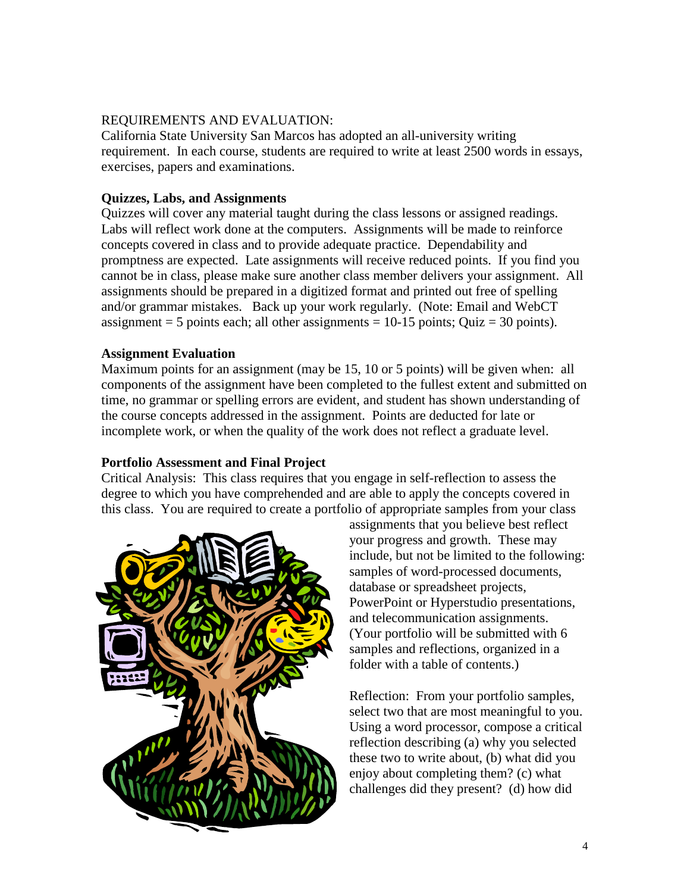REQUIREMENTS AND EVALUATION:
California State University San Marcos has adopted an all-university writing requirement. In each course, students are required to write at least 2500 words in essays, exercises, papers and examinations.

**Quizzes, Labs, and Assignments**
Quizzes will cover any material taught during the class lessons or assigned readings. Labs will reflect work done at the computers. Assignments will be made to reinforce concepts covered in class and to provide adequate practice. Dependability and promptness are expected. Late assignments will receive reduced points. If you find you cannot be in class, please make sure another class member delivers your assignment. All assignments should be prepared in a digitized format and printed out free of spelling and/or grammar mistakes. Back up your work regularly. (Note: Email and WebCT assignment = 5 points each; all other assignments = 10-15 points; Quiz = 30 points).

**Assignment Evaluation**
Maximum points for an assignment (may be 15, 10 or 5 points) will be given when: all components of the assignment have been completed to the fullest extent and submitted on time, no grammar or spelling errors are evident, and student has shown understanding of the course concepts addressed in the assignment. Points are deducted for late or incomplete work, or when the quality of the work does not reflect a graduate level.

**Portfolio Assessment and Final Project**
Critical Analysis: This class requires that you engage in self-reflection to assess the degree to which you have comprehended and are able to apply the concepts covered in this class. You are required to create a portfolio of appropriate samples from your class assignments that you believe best reflect your progress and growth. These may include, but not be limited to the following: samples of word-processed documents, database or spreadsheet projects, PowerPoint or Hyperstudio presentations, and telecommunication assignments. (Your portfolio will be submitted with 6 samples and reflections, organized in a folder with a table of contents.)

Reflection: From your portfolio samples, select two that are most meaningful to you. Using a word processor, compose a critical reflection describing (a) why you selected these two to write about, (b) what did you enjoy about completing them? (c) what challenges did they present? (d) how did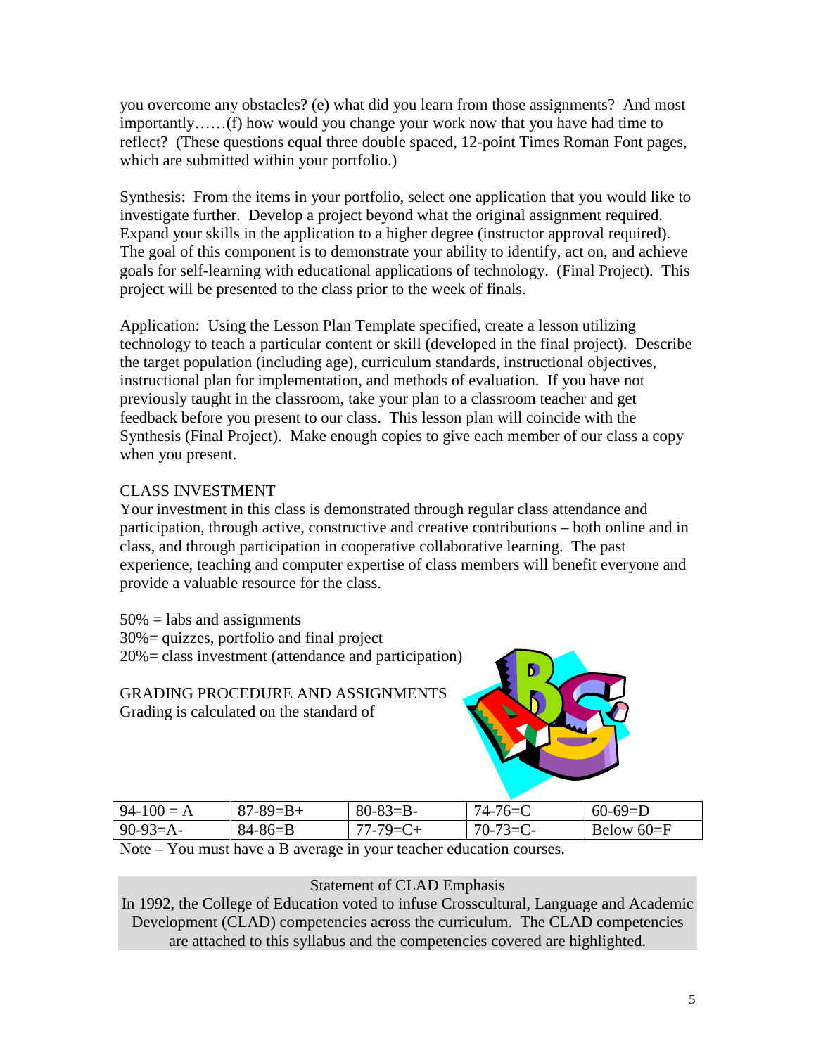you overcome any obstacles? (e) what did you learn from those assignments? And most importantly……(f) how would you change your work now that you have had time to reflect? (These questions equal three double spaced, 12-point Times Roman Font pages, which are submitted within your portfolio.)

Synthesis: From the items in your portfolio, select one application that you would like to investigate further. Develop a project beyond what the original assignment required. Expand your skills in the application to a higher degree (instructor approval required). The goal of this component is to demonstrate your ability to identify, act on, and achieve goals for self-learning with educational applications of technology. (Final Project). This project will be presented to the class prior to the week of finals.

Application: Using the Lesson Plan Template specified, create a lesson utilizing technology to teach a particular content or skill (developed in the final project). Describe the target population (including age), curriculum standards, instructional objectives, instructional plan for implementation, and methods of evaluation. If you have not previously taught in the classroom, take your plan to a classroom teacher and get feedback before you present to our class. This lesson plan will coincide with the Synthesis (Final Project). Make enough copies to give each member of our class a copy when you present.

CLASS INVESTMENT

Your investment in this class is demonstrated through regular class attendance and participation, through active, constructive and creative contributions – both online and in class, and through participation in cooperative collaborative learning. The past experience, teaching and computer expertise of class members will benefit everyone and provide a valuable resource for the class.

50% = labs and assignments
30%= quizzes, portfolio and final project
20%= class investment (attendance and participation)

GRADING PROCEDURE AND ASSIGNMENTS

Grading is calculated on the standard of

| 94-100 = A | 87-89=B+ | 80-83=B- | 74-76=C | 60-69=D |
|---|---|---|---|---|
| 90-93=A- | 84-86=B | 77-79=C+ | 70-73=C- | Below 60=F |

Note – You must have a B average in your teacher education courses.

Statement of CLAD Emphasis

In 1992, the College of Education voted to infuse Crosscultural, Language and Academic Development (CLAD) competencies across the curriculum. The CLAD competencies are attached to this syllabus and the competencies covered are highlighted.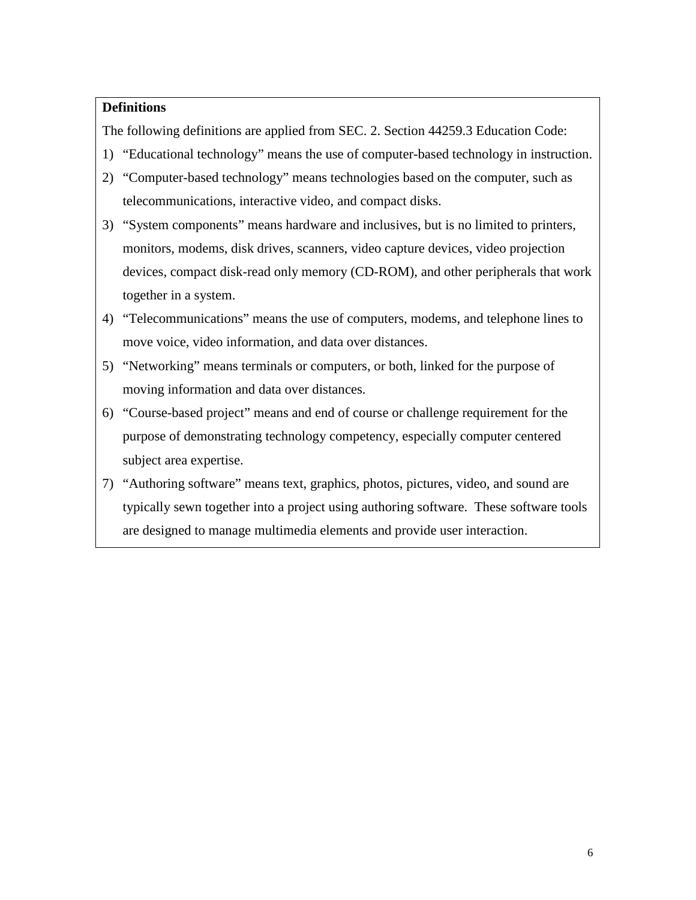**Definitions**

The following definitions are applied from SEC. 2. Section 44259.3 Education Code:

1) “Educational technology” means the use of computer-based technology in instruction.
2) “Computer-based technology” means technologies based on the computer, such as telecommunications, interactive video, and compact disks.
3) “System components” means hardware and inclusives, but is no limited to printers, monitors, modems, disk drives, scanners, video capture devices, video projection devices, compact disk-read only memory (CD-ROM), and other peripherals that work together in a system.
4) “Telecommunications” means the use of computers, modems, and telephone lines to move voice, video information, and data over distances.
5) “Networking” means terminals or computers, or both, linked for the purpose of moving information and data over distances.
6) “Course-based project” means and end of course or challenge requirement for the purpose of demonstrating technology competency, especially computer centered subject area expertise.
7) “Authoring software” means text, graphics, photos, pictures, video, and sound are typically sewn together into a project using authoring software. These software tools are designed to manage multimedia elements and provide user interaction.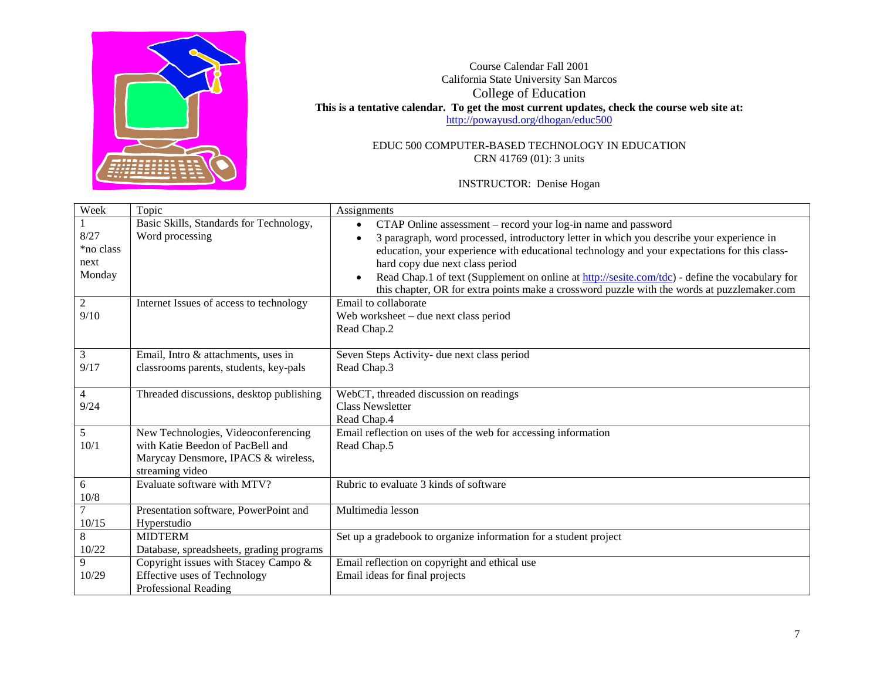Course Calendar Fall 2001
California State University San Marcos
College of Education
**This is a tentative calendar. To get the most current updates, check the course web site at:**
http://powayusd.org/dhogan/educ500

EDUC 500 COMPUTER-BASED TECHNOLOGY IN EDUCATION
CRN 41769 (01): 3 units

INSTRUCTOR: Denise Hogan

| Week | Topic | Assignments |
|---|---|---|
| 1<br>8/27<br>*no class next Monday | Basic Skills, Standards for Technology, Word processing | • CTAP Online assessment – record your log-in name and password<br>• 3 paragraph, word processed, introductory letter in which you describe your experience in education, your experience with educational technology and your expectations for this class-hard copy due next class period<br>• Read Chap.1 of text (Supplement on online at http://sesite.com/tdc) - define the vocabulary for this chapter, OR for extra points make a crossword puzzle with the words at puzzlemaker.com |
| 2<br>9/10 | Internet Issues of access to technology | Email to collaborate<br>Web worksheet – due next class period<br>Read Chap.2 |
| 3<br>9/17 | Email, Intro & attachments, uses in classrooms parents, students, key-pals | Seven Steps Activity- due next class period<br>Read Chap.3 |
| 4<br>9/24 | Threaded discussions, desktop publishing | WebCT, threaded discussion on readings<br>Class Newsletter<br>Read Chap.4 |
| 5<br>10/1 | New Technologies, Videoconferencing with Katie Beedon of PacBell and Marycay Densmore, IPACS & wireless, streaming video | Email reflection on uses of the web for accessing information<br>Read Chap.5 |
| 6<br>10/8 | Evaluate software with MTV? | Rubric to evaluate 3 kinds of software |
| 7<br>10/15 | Presentation software, PowerPoint and Hyperstudio | Multimedia lesson |
| 8<br>10/22 | MIDTERM<br>Database, spreadsheets, grading programs | Set up a gradebook to organize information for a student project |
| 9<br>10/29 | Copyright issues with Stacey Campo & Effective uses of Technology Professional Reading | Email reflection on copyright and ethical use<br>Email ideas for final projects |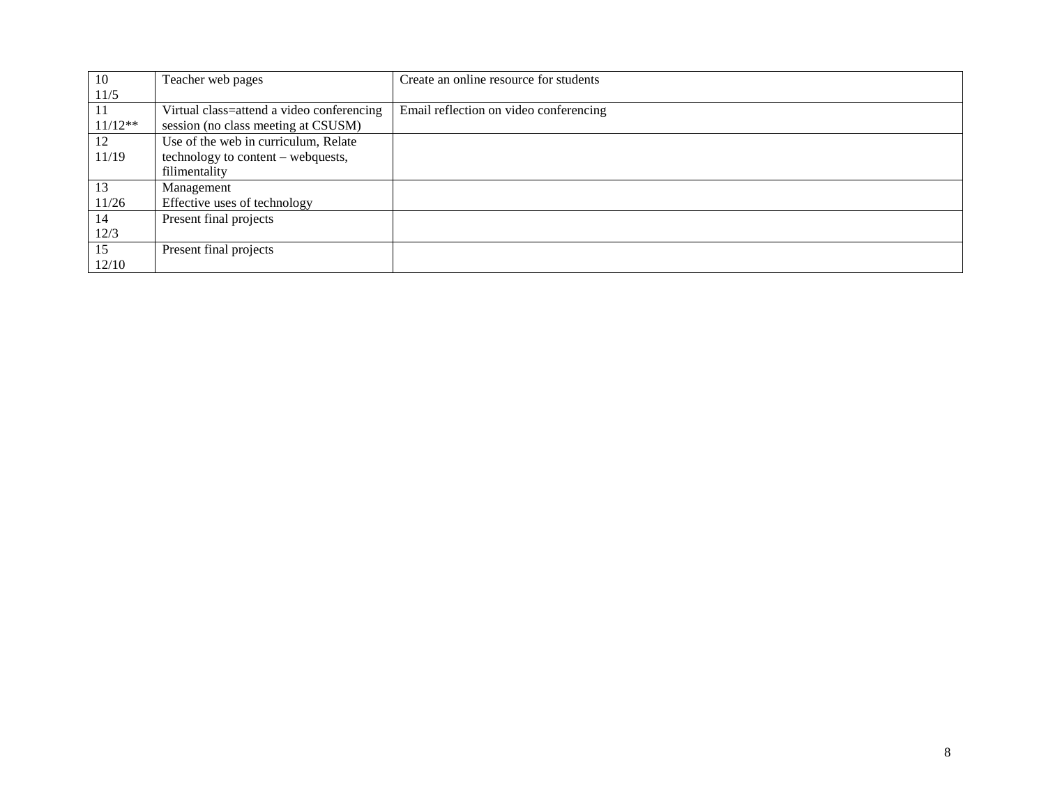| | | |
|---|---|---|
| 10<br>11/5 | Teacher web pages | Create an online resource for students |
| 11<br>11/12** | Virtual class=attend a video conferencing session (no class meeting at CSUSM) | Email reflection on video conferencing |
| 12<br>11/19 | Use of the web in curriculum, Relate technology to content – webquests, filimentality | |
| 13<br>11/26 | Management<br>Effective uses of technology | |
| 14<br>12/3 | Present final projects | |
| 15<br>12/10 | Present final projects | |